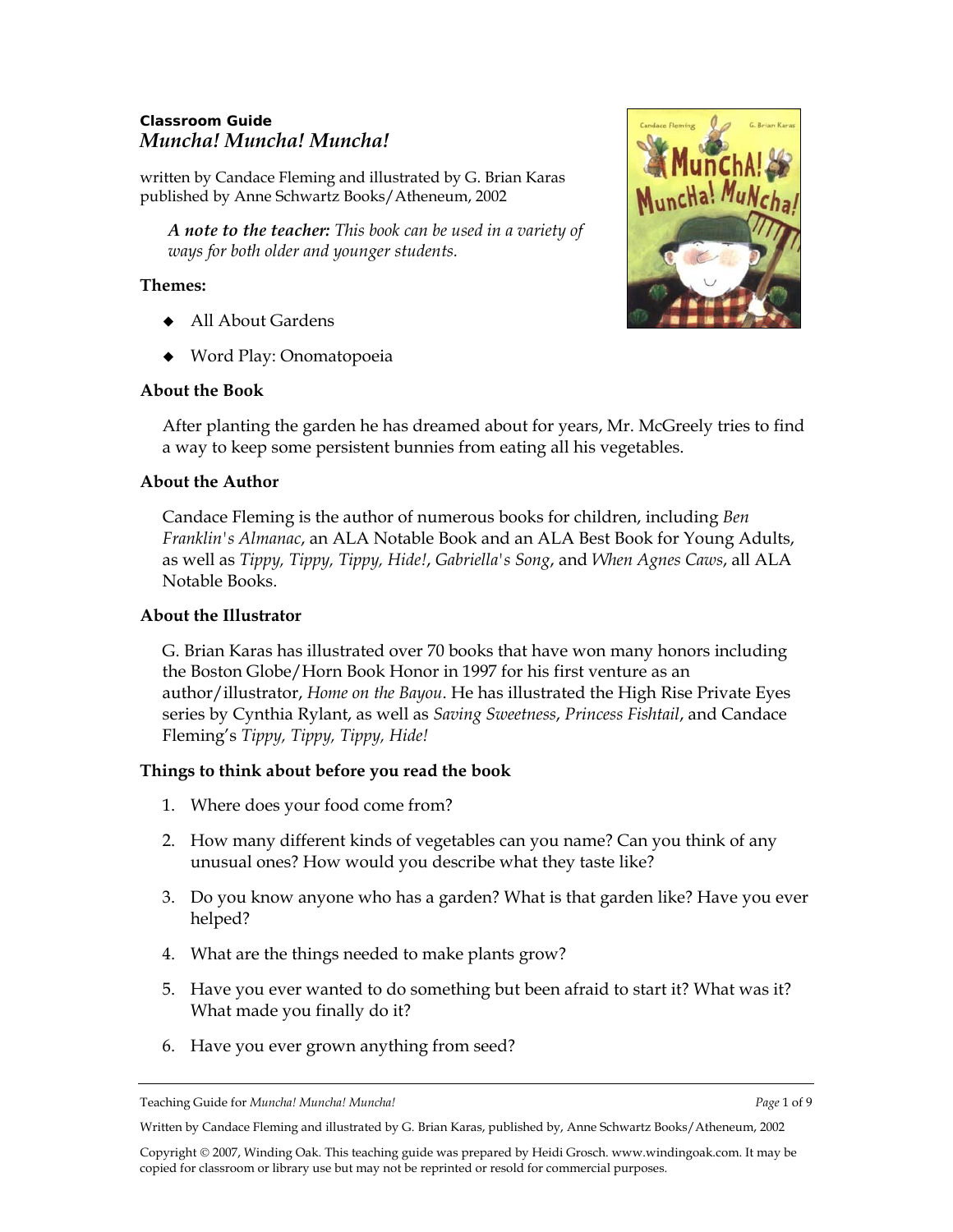**Classroom Guide**

# *Muncha! Muncha! Muncha!*

written by Candace Fleming and illustrated by G. Brian Karas
published by Anne Schwartz Books/Atheneum, 2002

> ***A note to the teacher:*** *This book can be used in a variety of ways for both older and younger students.*

### Themes:

- All About Gardens
- Word Play: Onomatopoeia

### About the Book

After planting the garden he has dreamed about for years, Mr. McGreely tries to find a way to keep some persistent bunnies from eating all his vegetables.

### About the Author

Candace Fleming is the author of numerous books for children, including *Ben Franklin's Almanac*, an ALA Notable Book and an ALA Best Book for Young Adults, as well as *Tippy, Tippy, Tippy, Hide!*, *Gabriella's Song*, and *When Agnes Caws*, all ALA Notable Books.

### About the Illustrator

G. Brian Karas has illustrated over 70 books that have won many honors including the Boston Globe/Horn Book Honor in 1997 for his first venture as an author/illustrator, *Home on the Bayou*. He has illustrated the High Rise Private Eyes series by Cynthia Rylant, as well as *Saving Sweetness*, *Princess Fishtail*, and Candace Fleming's *Tippy, Tippy, Tippy, Hide!*

### Things to think about before you read the book

1. Where does your food come from?
2. How many different kinds of vegetables can you name? Can you think of any unusual ones? How would you describe what they taste like?
3. Do you know anyone who has a garden? What is that garden like? Have you ever helped?
4. What are the things needed to make plants grow?
5. Have you ever wanted to do something but been afraid to start it? What was it? What made you finally do it?
6. Have you ever grown anything from seed?

Written by Candace Fleming and illustrated by G. Brian Karas, published by, Anne Schwartz Books/Atheneum, 2002

Copyright © 2007, Winding Oak. This teaching guide was prepared by Heidi Grosch. www.windingoak.com. It may be copied for classroom or library use but may not be reprinted or resold for commercial purposes.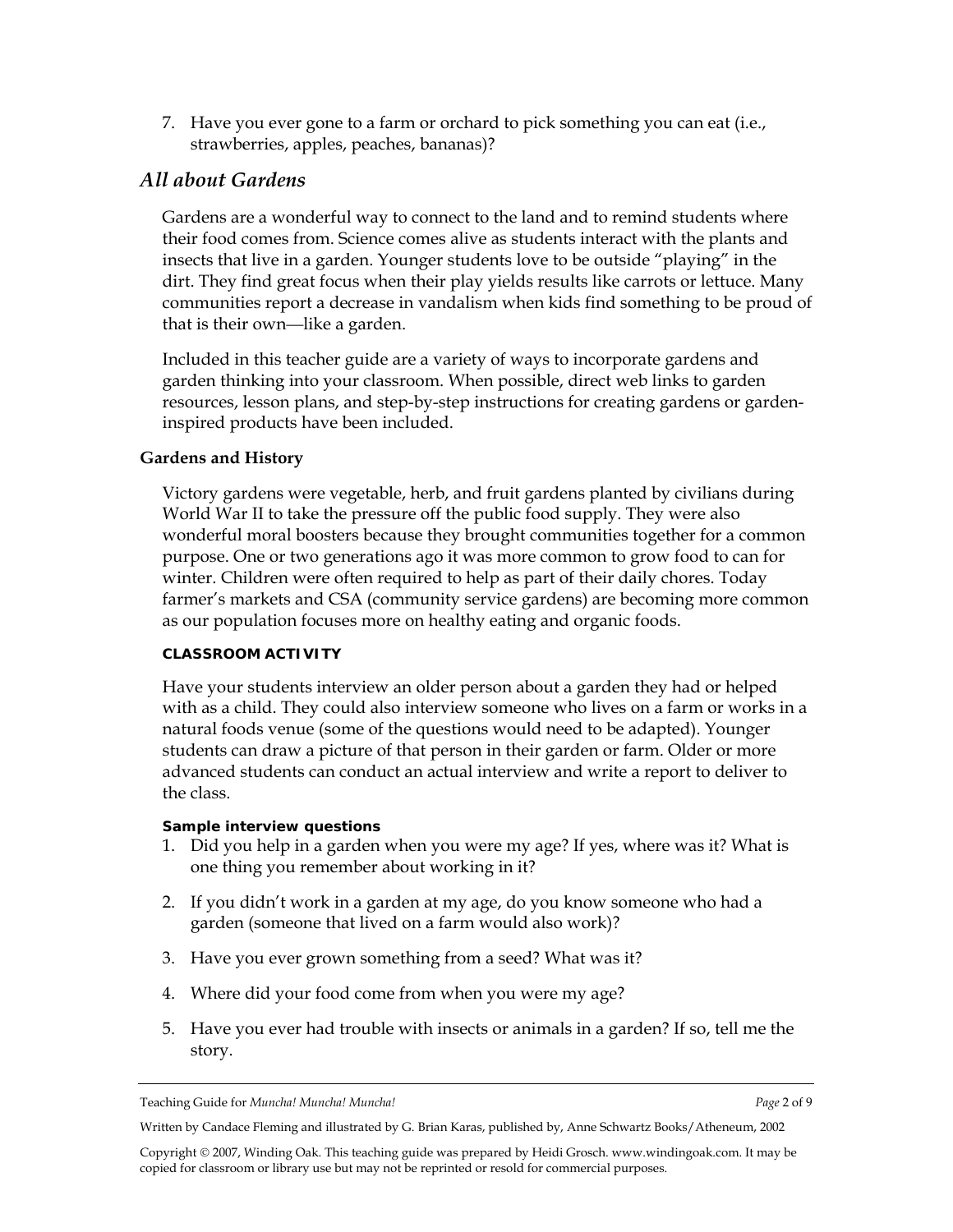7. Have you ever gone to a farm or orchard to pick something you can eat (i.e., strawberries, apples, peaches, bananas)?

## *All about Gardens*

Gardens are a wonderful way to connect to the land and to remind students where their food comes from. Science comes alive as students interact with the plants and insects that live in a garden. Younger students love to be outside "playing" in the dirt. They find great focus when their play yields results like carrots or lettuce. Many communities report a decrease in vandalism when kids find something to be proud of that is their own—like a garden.

Included in this teacher guide are a variety of ways to incorporate gardens and garden thinking into your classroom. When possible, direct web links to garden resources, lesson plans, and step-by-step instructions for creating gardens or garden-inspired products have been included.

### Gardens and History

Victory gardens were vegetable, herb, and fruit gardens planted by civilians during World War II to take the pressure off the public food supply. They were also wonderful moral boosters because they brought communities together for a common purpose. One or two generations ago it was more common to grow food to can for winter. Children were often required to help as part of their daily chores. Today farmer's markets and CSA (community service gardens) are becoming more common as our population focuses more on healthy eating and organic foods.

#### CLASSROOM ACTIVITY

Have your students interview an older person about a garden they had or helped with as a child. They could also interview someone who lives on a farm or works in a natural foods venue (some of the questions would need to be adapted). Younger students can draw a picture of that person in their garden or farm. Older or more advanced students can conduct an actual interview and write a report to deliver to the class.

**Sample interview questions**

1. Did you help in a garden when you were my age? If yes, where was it? What is one thing you remember about working in it?
2. If you didn't work in a garden at my age, do you know someone who had a garden (someone that lived on a farm would also work)?
3. Have you ever grown something from a seed? What was it?
4. Where did your food come from when you were my age?
5. Have you ever had trouble with insects or animals in a garden? If so, tell me the story.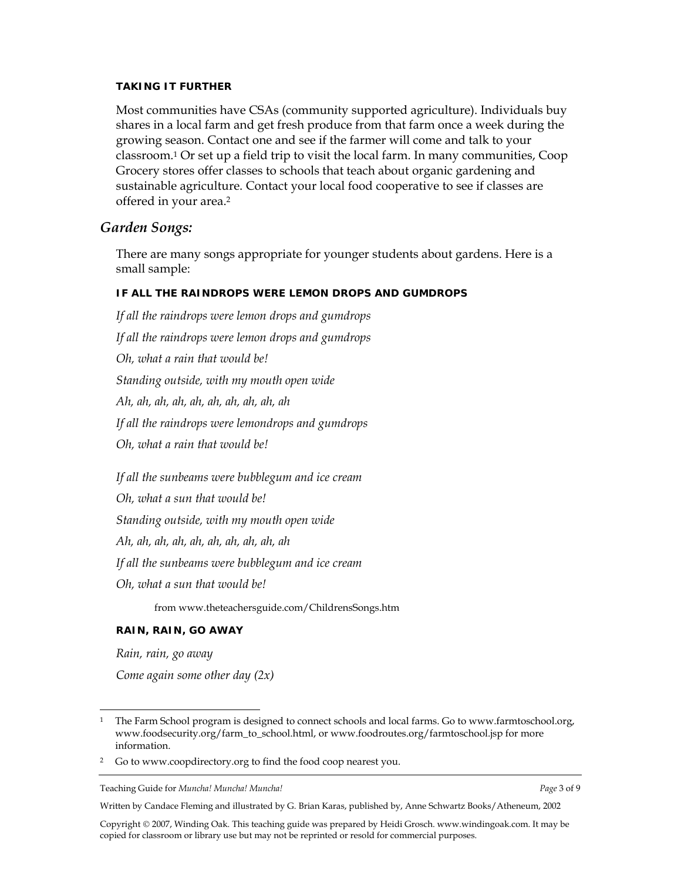#### TAKING IT FURTHER

Most communities have CSAs (community supported agriculture). Individuals buy shares in a local farm and get fresh produce from that farm once a week during the growing season. Contact one and see if the farmer will come and talk to your classroom.[1] Or set up a field trip to visit the local farm. In many communities, Coop Grocery stores offer classes to schools that teach about organic gardening and sustainable agriculture. Contact your local food cooperative to see if classes are offered in your area.[2]

## *Garden Songs:*

There are many songs appropriate for younger students about gardens. Here is a small sample:

#### IF ALL THE RAINDROPS WERE LEMON DROPS AND GUMDROPS

*If all the raindrops were lemon drops and gumdrops*

*If all the raindrops were lemon drops and gumdrops*

*Oh, what a rain that would be!*

*Standing outside, with my mouth open wide*

*Ah, ah, ah, ah, ah, ah, ah, ah, ah, ah, ah*

*If all the raindrops were lemondrops and gumdrops*

*Oh, what a rain that would be!*

*If all the sunbeams were bubblegum and ice cream*

*Oh, what a sun that would be!*

*Standing outside, with my mouth open wide*

*Ah, ah, ah, ah, ah, ah, ah, ah, ah, ah, ah*

*If all the sunbeams were bubblegum and ice cream*

*Oh, what a sun that would be!*

from www.theteachersguide.com/ChildrensSongs.htm

#### RAIN, RAIN, GO AWAY

*Rain, rain, go away*

*Come again some other day (2x)*

---

[1] The Farm School program is designed to connect schools and local farms. Go to www.farmtoschool.org, www.foodsecurity.org/farm_to_school.html, or www.foodroutes.org/farmtoschool.jsp for more information.

[2] Go to www.coopdirectory.org to find the food coop nearest you.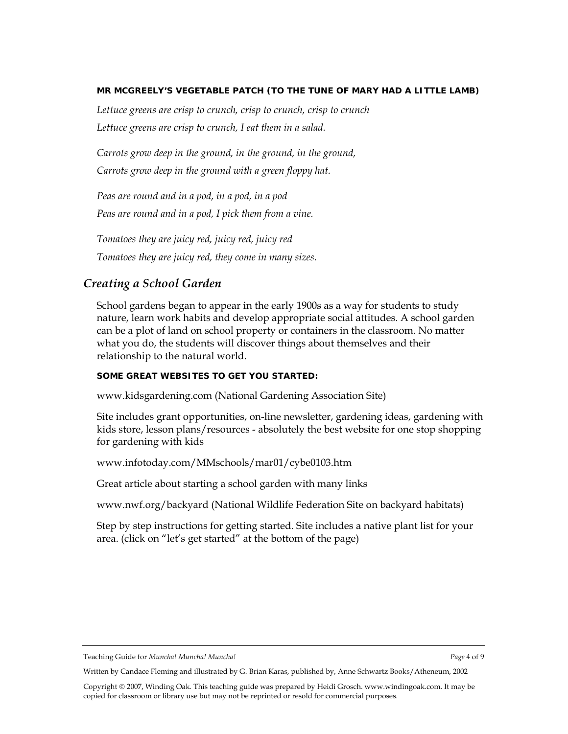**MR MCGREELY'S VEGETABLE PATCH (TO THE TUNE OF MARY HAD A LITTLE LAMB)**

*Lettuce greens are crisp to crunch, crisp to crunch, crisp to crunch*
*Lettuce greens are crisp to crunch, I eat them in a salad.*

*Carrots grow deep in the ground, in the ground, in the ground,*
*Carrots grow deep in the ground with a green floppy hat.*

*Peas are round and in a pod, in a pod, in a pod*
*Peas are round and in a pod, I pick them from a vine.*

*Tomatoes they are juicy red, juicy red, juicy red*
*Tomatoes they are juicy red, they come in many sizes.*

## *Creating a School Garden*

School gardens began to appear in the early 1900s as a way for students to study nature, learn work habits and develop appropriate social attitudes. A school garden can be a plot of land on school property or containers in the classroom. No matter what you do, the students will discover things about themselves and their relationship to the natural world.

**SOME GREAT WEBSITES TO GET YOU STARTED:**

www.kidsgardening.com (National Gardening Association Site)

Site includes grant opportunities, on-line newsletter, gardening ideas, gardening with kids store, lesson plans/resources - absolutely the best website for one stop shopping for gardening with kids

www.infotoday.com/MMschools/mar01/cybe0103.htm

Great article about starting a school garden with many links

www.nwf.org/backyard (National Wildlife Federation Site on backyard habitats)

Step by step instructions for getting started. Site includes a native plant list for your area. (click on "let's get started" at the bottom of the page)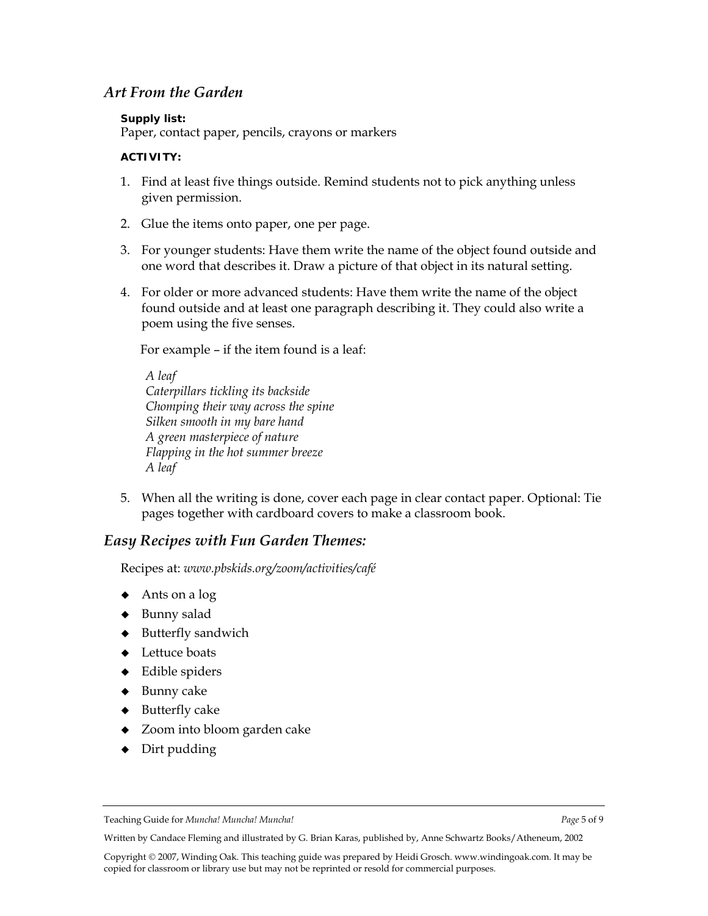## *Art From the Garden*

**Supply list:**
Paper, contact paper, pencils, crayons or markers

**ACTIVITY:**

1. Find at least five things outside. Remind students not to pick anything unless given permission.

2. Glue the items onto paper, one per page.

3. For younger students: Have them write the name of the object found outside and one word that describes it. Draw a picture of that object in its natural setting.

4. For older or more advanced students: Have them write the name of the object found outside and at least one paragraph describing it. They could also write a poem using the five senses.

   For example – if the item found is a leaf:

   *A leaf*
   *Caterpillars tickling its backside*
   *Chomping their way across the spine*
   *Silken smooth in my bare hand*
   *A green masterpiece of nature*
   *Flapping in the hot summer breeze*
   *A leaf*

5. When all the writing is done, cover each page in clear contact paper. Optional: Tie pages together with cardboard covers to make a classroom book.

## *Easy Recipes with Fun Garden Themes:*

Recipes at: *www.pbskids.org/zoom/activities/café*

- Ants on a log
- Bunny salad
- Butterfly sandwich
- Lettuce boats
- Edible spiders
- Bunny cake
- Butterfly cake
- Zoom into bloom garden cake
- Dirt pudding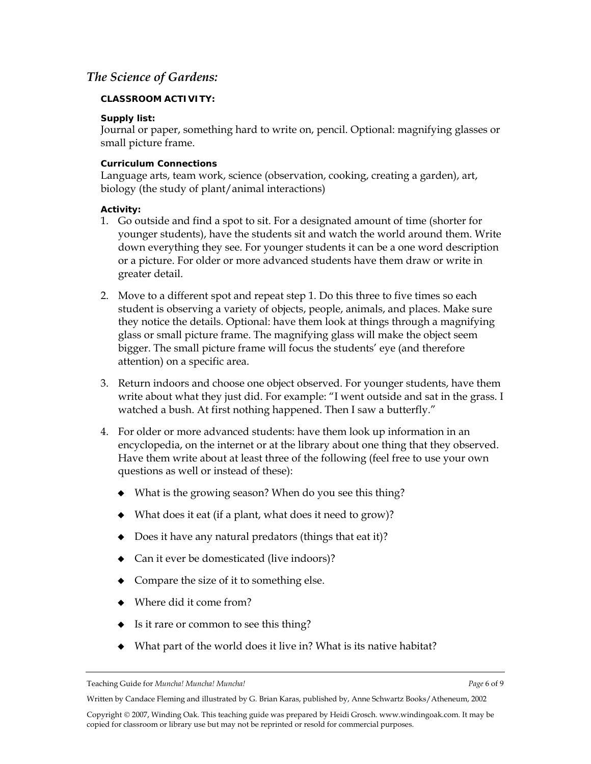## *The Science of Gardens:*

**CLASSROOM ACTIVITY:**

**Supply list:**
Journal or paper, something hard to write on, pencil. Optional: magnifying glasses or small picture frame.

**Curriculum Connections**
Language arts, team work, science (observation, cooking, creating a garden), art, biology (the study of plant/animal interactions)

**Activity:**

1. Go outside and find a spot to sit. For a designated amount of time (shorter for younger students), have the students sit and watch the world around them. Write down everything they see. For younger students it can be a one word description or a picture. For older or more advanced students have them draw or write in greater detail.

2. Move to a different spot and repeat step 1. Do this three to five times so each student is observing a variety of objects, people, animals, and places. Make sure they notice the details. Optional: have them look at things through a magnifying glass or small picture frame. The magnifying glass will make the object seem bigger. The small picture frame will focus the students' eye (and therefore attention) on a specific area.

3. Return indoors and choose one object observed. For younger students, have them write about what they just did. For example: "I went outside and sat in the grass. I watched a bush. At first nothing happened. Then I saw a butterfly."

4. For older or more advanced students: have them look up information in an encyclopedia, on the internet or at the library about one thing that they observed. Have them write about at least three of the following (feel free to use your own questions as well or instead of these):

   - What is the growing season? When do you see this thing?
   - What does it eat (if a plant, what does it need to grow)?
   - Does it have any natural predators (things that eat it)?
   - Can it ever be domesticated (live indoors)?
   - Compare the size of it to something else.
   - Where did it come from?
   - Is it rare or common to see this thing?
   - What part of the world does it live in? What is its native habitat?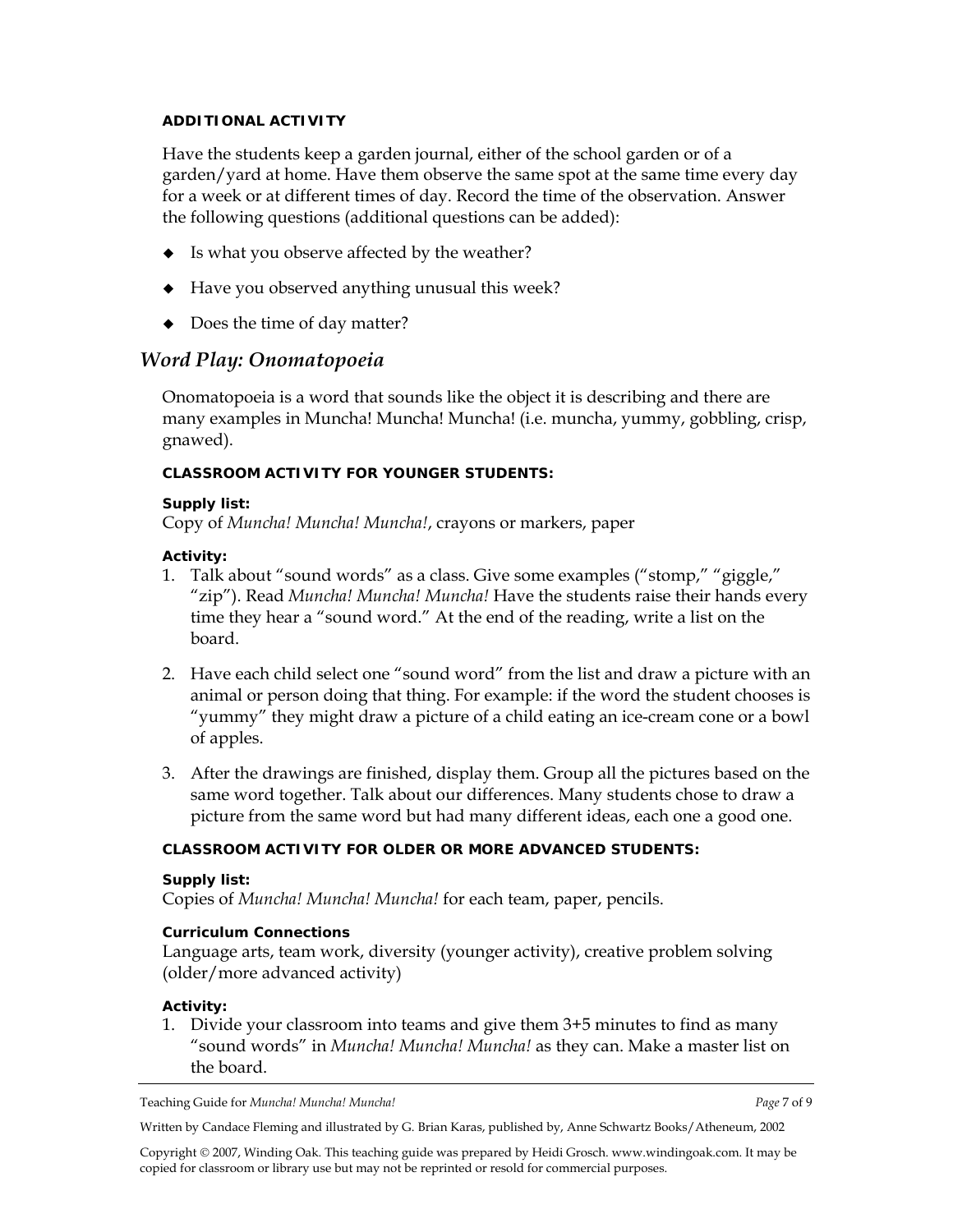**ADDITIONAL ACTIVITY**

Have the students keep a garden journal, either of the school garden or of a garden/yard at home. Have them observe the same spot at the same time every day for a week or at different times of day. Record the time of the observation. Answer the following questions (additional questions can be added):

- Is what you observe affected by the weather?
- Have you observed anything unusual this week?
- Does the time of day matter?

## *Word Play: Onomatopoeia*

Onomatopoeia is a word that sounds like the object it is describing and there are many examples in Muncha! Muncha! Muncha! (i.e. muncha, yummy, gobbling, crisp, gnawed).

**CLASSROOM ACTIVITY FOR YOUNGER STUDENTS:**

**Supply list:**
Copy of *Muncha! Muncha! Muncha!*, crayons or markers, paper

**Activity:**

1. Talk about "sound words" as a class. Give some examples ("stomp," "giggle," "zip"). Read *Muncha! Muncha! Muncha!* Have the students raise their hands every time they hear a "sound word." At the end of the reading, write a list on the board.
2. Have each child select one "sound word" from the list and draw a picture with an animal or person doing that thing. For example: if the word the student chooses is "yummy" they might draw a picture of a child eating an ice-cream cone or a bowl of apples.
3. After the drawings are finished, display them. Group all the pictures based on the same word together. Talk about our differences. Many students chose to draw a picture from the same word but had many different ideas, each one a good one.

**CLASSROOM ACTIVITY FOR OLDER OR MORE ADVANCED STUDENTS:**

**Supply list:**
Copies of *Muncha! Muncha! Muncha!* for each team, paper, pencils.

**Curriculum Connections**
Language arts, team work, diversity (younger activity), creative problem solving (older/more advanced activity)

**Activity:**

1. Divide your classroom into teams and give them 3+5 minutes to find as many "sound words" in *Muncha! Muncha! Muncha!* as they can. Make a master list on the board.

Written by Candace Fleming and illustrated by G. Brian Karas, published by, Anne Schwartz Books/Atheneum, 2002

Copyright © 2007, Winding Oak. This teaching guide was prepared by Heidi Grosch. www.windingoak.com. It may be copied for classroom or library use but may not be reprinted or resold for commercial purposes.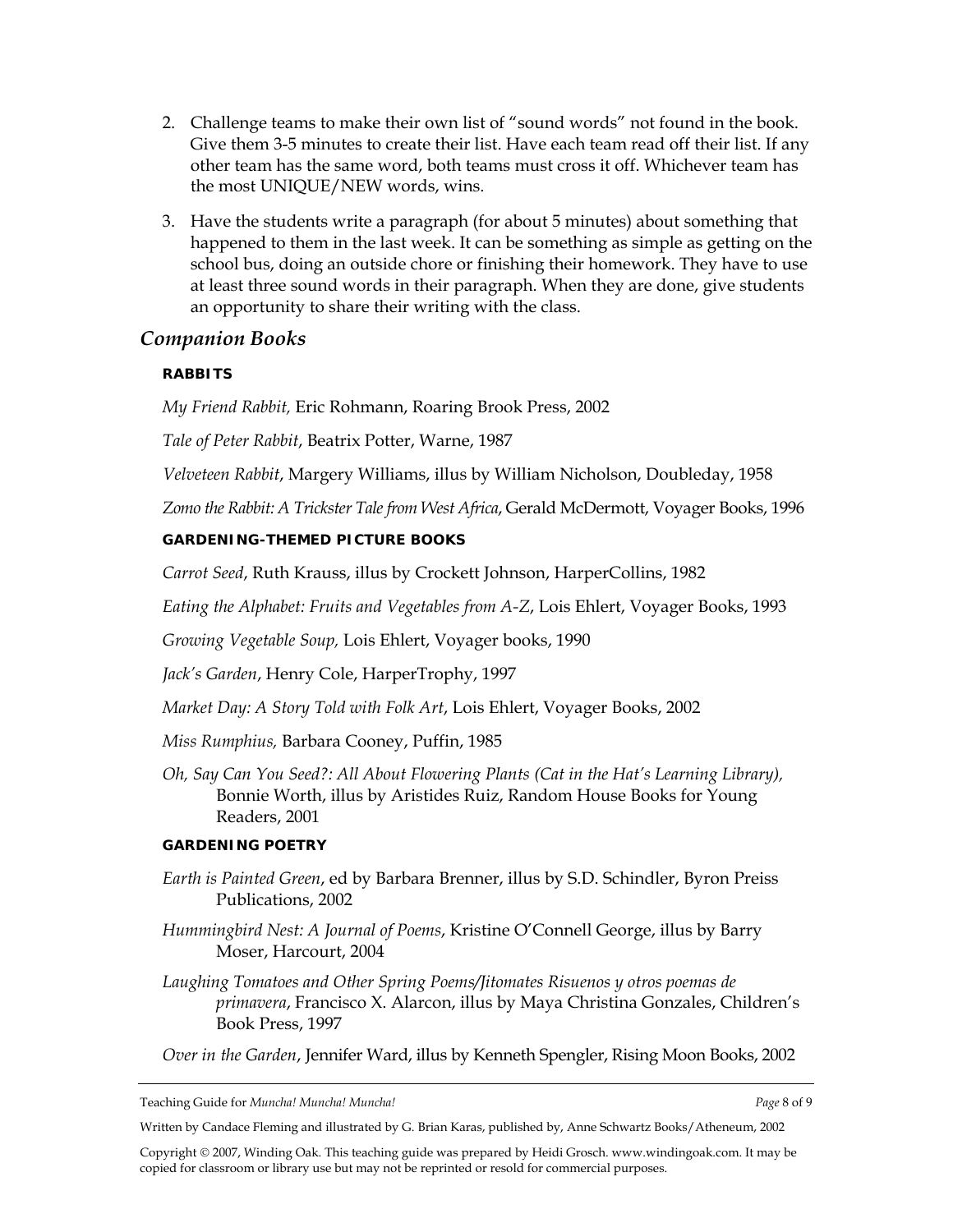2. Challenge teams to make their own list of "sound words" not found in the book. Give them 3-5 minutes to create their list. Have each team read off their list. If any other team has the same word, both teams must cross it off. Whichever team has the most UNIQUE/NEW words, wins.

3. Have the students write a paragraph (for about 5 minutes) about something that happened to them in the last week. It can be something as simple as getting on the school bus, doing an outside chore or finishing their homework. They have to use at least three sound words in their paragraph. When they are done, give students an opportunity to share their writing with the class.

## *Companion Books*

#### RABBITS

*My Friend Rabbit,* Eric Rohmann, Roaring Brook Press, 2002

*Tale of Peter Rabbit*, Beatrix Potter, Warne, 1987

*Velveteen Rabbit*, Margery Williams, illus by William Nicholson, Doubleday, 1958

*Zomo the Rabbit: A Trickster Tale from West Africa*, Gerald McDermott, Voyager Books, 1996

#### GARDENING-THEMED PICTURE BOOKS

*Carrot Seed*, Ruth Krauss, illus by Crockett Johnson, HarperCollins, 1982

*Eating the Alphabet: Fruits and Vegetables from A-Z*, Lois Ehlert, Voyager Books, 1993

*Growing Vegetable Soup,* Lois Ehlert, Voyager books, 1990

*Jack's Garden*, Henry Cole, HarperTrophy, 1997

*Market Day: A Story Told with Folk Art*, Lois Ehlert, Voyager Books, 2002

*Miss Rumphius,* Barbara Cooney, Puffin, 1985

*Oh, Say Can You Seed?: All About Flowering Plants (Cat in the Hat's Learning Library),* Bonnie Worth, illus by Aristides Ruiz, Random House Books for Young Readers, 2001

#### GARDENING POETRY

*Earth is Painted Green*, ed by Barbara Brenner, illus by S.D. Schindler, Byron Preiss Publications, 2002

*Hummingbird Nest: A Journal of Poems*, Kristine O'Connell George, illus by Barry Moser, Harcourt, 2004

*Laughing Tomatoes and Other Spring Poems/Jitomates Risuenos y otros poemas de primavera*, Francisco X. Alarcon, illus by Maya Christina Gonzales, Children's Book Press, 1997

*Over in the Garden*, Jennifer Ward, illus by Kenneth Spengler, Rising Moon Books, 2002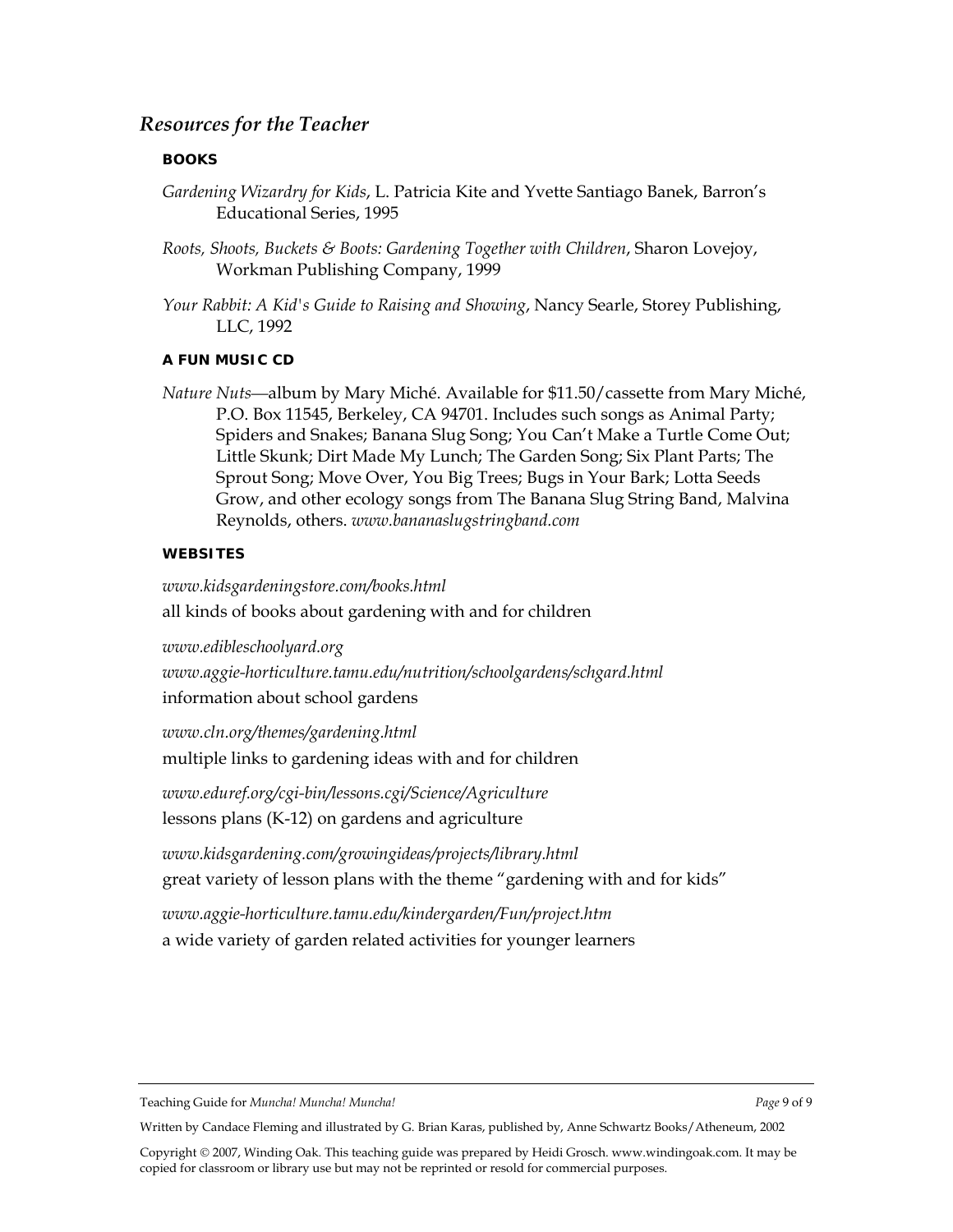## *Resources for the Teacher*

### BOOKS

*Gardening Wizardry for Kids*, L. Patricia Kite and Yvette Santiago Banek, Barron's Educational Series, 1995

*Roots, Shoots, Buckets & Boots: Gardening Together with Children*, Sharon Lovejoy, Workman Publishing Company, 1999

*Your Rabbit: A Kid's Guide to Raising and Showing*, Nancy Searle, Storey Publishing, LLC, 1992

### A FUN MUSIC CD

*Nature Nuts*—album by Mary Miché. Available for $11.50/cassette from Mary Miché, P.O. Box 11545, Berkeley, CA 94701. Includes such songs as Animal Party; Spiders and Snakes; Banana Slug Song; You Can't Make a Turtle Come Out; Little Skunk; Dirt Made My Lunch; The Garden Song; Six Plant Parts; The Sprout Song; Move Over, You Big Trees; Bugs in Your Bark; Lotta Seeds Grow, and other ecology songs from The Banana Slug String Band, Malvina Reynolds, others. *www.bananaslugstringband.com*

### WEBSITES

*www.kidsgardeningstore.com/books.html*
all kinds of books about gardening with and for children

*www.edibleschoolyard.org*
*www.aggie-horticulture.tamu.edu/nutrition/schoolgardens/schgard.html*
information about school gardens

*www.cln.org/themes/gardening.html*
multiple links to gardening ideas with and for children

*www.eduref.org/cgi-bin/lessons.cgi/Science/Agriculture*
lessons plans (K-12) on gardens and agriculture

*www.kidsgardening.com/growingideas/projects/library.html*
great variety of lesson plans with the theme "gardening with and for kids"

*www.aggie-horticulture.tamu.edu/kindergarden/Fun/project.htm*
a wide variety of garden related activities for younger learners

Written by Candace Fleming and illustrated by G. Brian Karas, published by, Anne Schwartz Books/Atheneum, 2002

Copyright © 2007, Winding Oak. This teaching guide was prepared by Heidi Grosch. www.windingoak.com. It may be copied for classroom or library use but may not be reprinted or resold for commercial purposes.